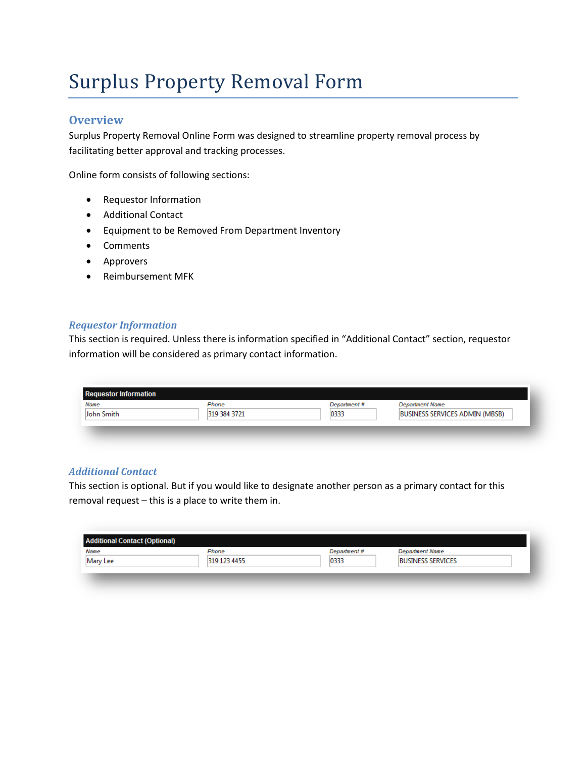# Surplus Property Removal Form

## Overview

Surplus Property Removal Online Form was designed to streamline property removal process by facilitating better approval and tracking processes.

Online form consists of following sections:

- Requestor Information
- Additional Contact
- Equipment to be Removed From Department Inventory
- Comments
- Approvers
- Reimbursement MFK

### *Requestor Information*

This section is required. Unless there is information specified in “Additional Contact” section, requestor information will be considered as primary contact information.

| Requestor Information | | | |
|---|---|---|---|
| Name | Phone | Department # | Department Name |
| John Smith | 319 384 3721 | 0333 | BUSINESS SERVICES ADMIN (MBSB) |

### *Additional Contact*

This section is optional. But if you would like to designate another person as a primary contact for this removal request – this is a place to write them in.

| Additional Contact (Optional) | | | |
|---|---|---|---|
| Name | Phone | Department # | Department Name |
| Mary Lee | 319 123 4455 | 0333 | BUSINESS SERVICES |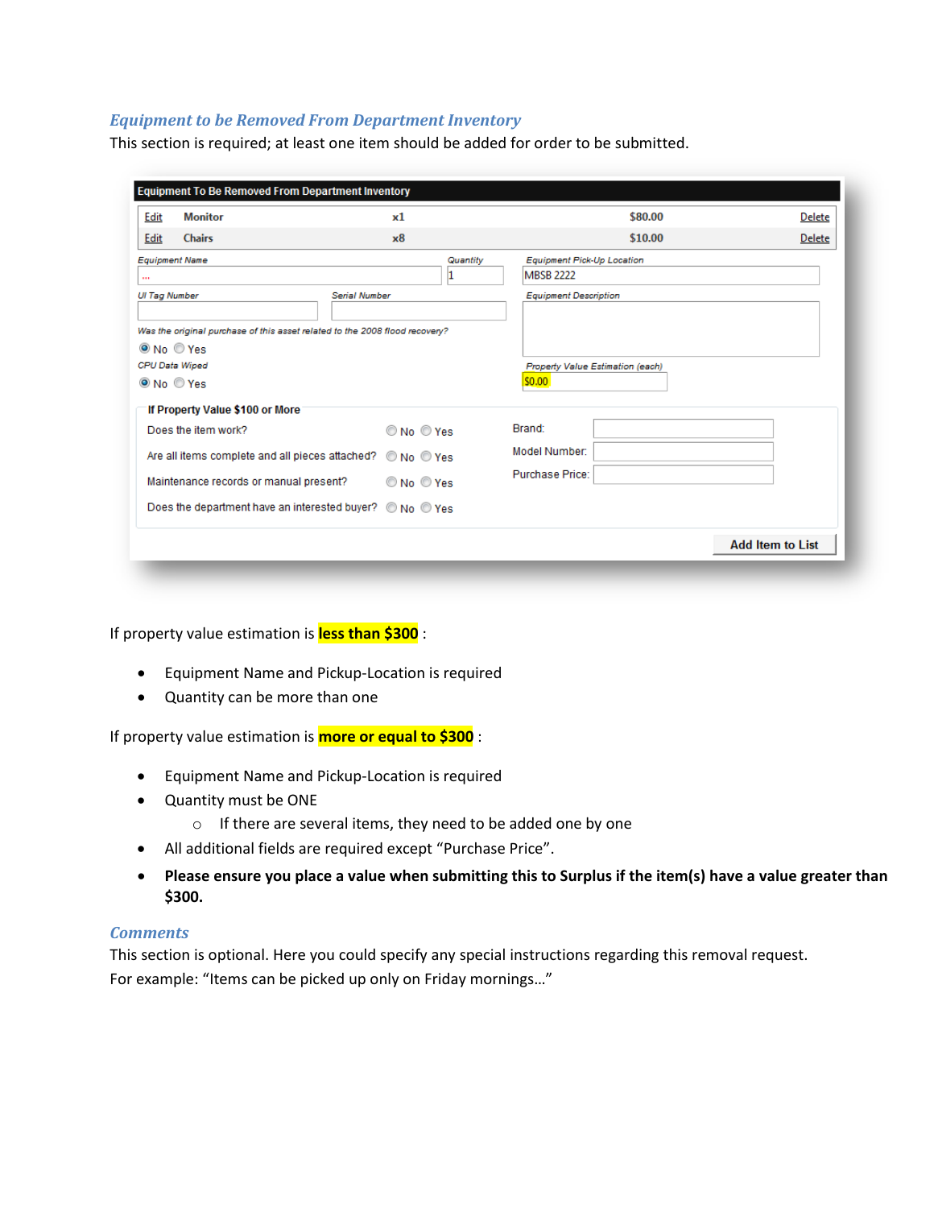## *Equipment to be Removed From Department Inventory*

This section is required; at least one item should be added for order to be submitted.

| Equipment To Be Removed From Department Inventory | | | | |
|---|---|---|---|---|
| Edit | Monitor | x1 | $80.00 | Delete |
| Edit | Chairs | x8 | $10.00 | Delete |

Equipment Name: ...
Quantity: 1
Equipment Pick-Up Location: MBSB 2222
UI Tag Number:
Serial Number:
Equipment Description:
Was the original purchase of this asset related to the 2008 flood recovery? No / Yes
CPU Data Wiped: No / Yes
Property Value Estimation (each): $0.00

**If Property Value $100 or More**

Does the item work? No / Yes
Are all items complete and all pieces attached? No / Yes
Maintenance records or manual present? No / Yes
Does the department have an interested buyer? No / Yes
Brand:
Model Number:
Purchase Price:

Add Item to List

If property value estimation is **less than $300** :

- Equipment Name and Pickup-Location is required
- Quantity can be more than one

If property value estimation is **more or equal to $300** :

- Equipment Name and Pickup-Location is required
- Quantity must be ONE
  - If there are several items, they need to be added one by one
- All additional fields are required except "Purchase Price".
- **Please ensure you place a value when submitting this to Surplus if the item(s) have a value greater than $300.**

## *Comments*

This section is optional. Here you could specify any special instructions regarding this removal request.
For example: "Items can be picked up only on Friday mornings…"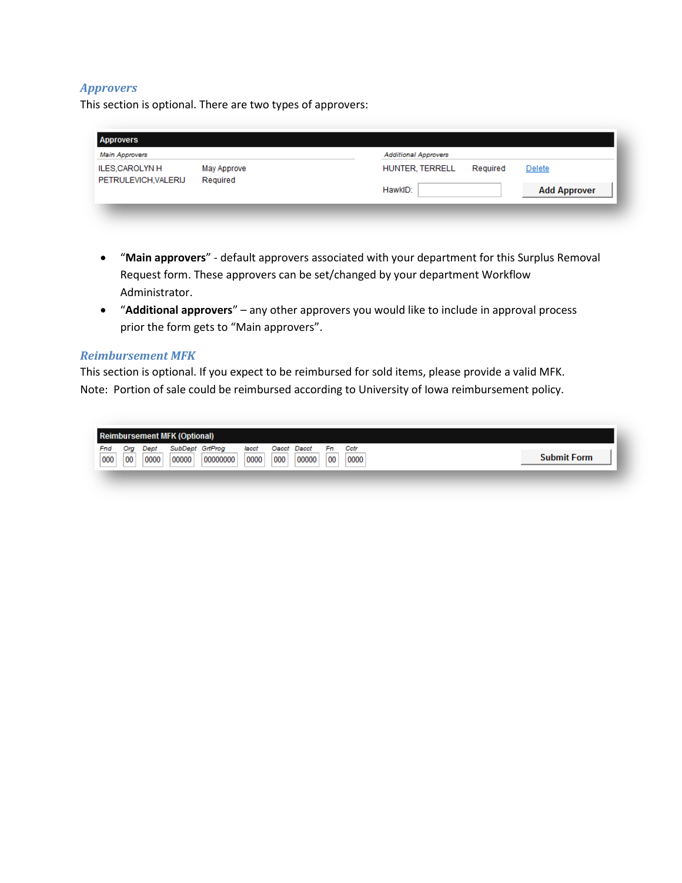### *Approvers*

This section is optional. There are two types of approvers:

| Approvers | | | | |
|---|---|---|---|---|
| *Main Approvers* | | *Additional Approvers* | | |
| ILES,CAROLYN H | May Approve | HUNTER, TERRELL | Required | Delete |
| PETRULEVICH,VALERIJ | Required | HawkID: | | Add Approver |

- "**Main approvers**" - default approvers associated with your department for this Surplus Removal Request form. These approvers can be set/changed by your department Workflow Administrator.
- "**Additional approvers**" – any other approvers you would like to include in approval process prior the form gets to "Main approvers".

### *Reimbursement MFK*

This section is optional. If you expect to be reimbursed for sold items, please provide a valid MFK.
Note: Portion of sale could be reimbursed according to University of Iowa reimbursement policy.

| Reimbursement MFK (Optional) | | | | | | | | | | |
|---|---|---|---|---|---|---|---|---|---|---|
| *Fnd* | *Org* | *Dept* | *SubDept* | *GrtProg* | *Iacct* | *Oacct* | *Dacct* | *Fn* | *Cctr* | |
| 000 | 00 | 0000 | 00000 | 00000000 | 0000 | 000 | 00000 | 00 | 0000 | Submit Form |